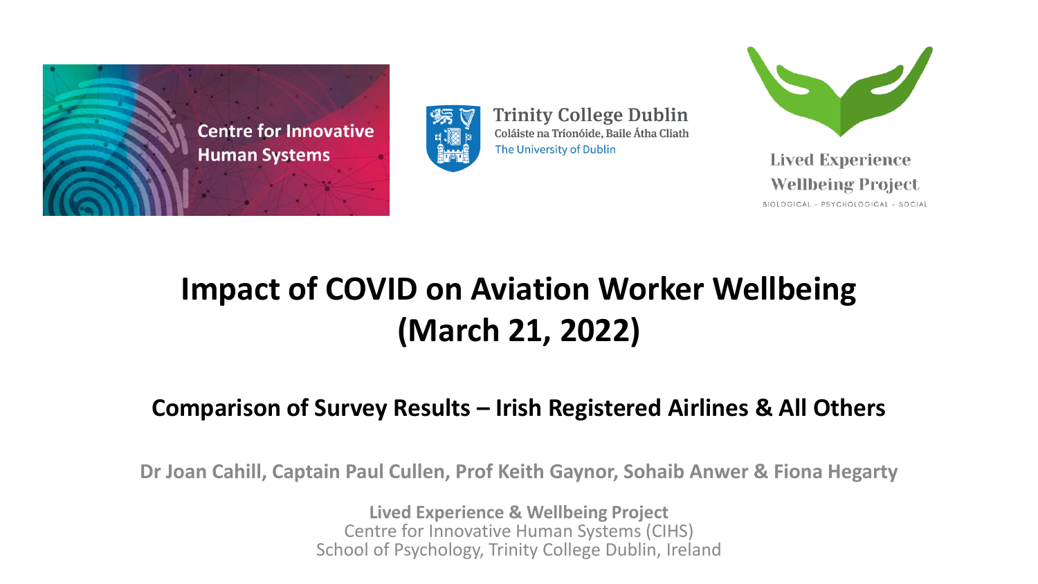Centre for Innovative Human Systems

Trinity College Dublin
Coláiste na Tríonóide, Baile Átha Cliath
The University of Dublin

Lived Experience Wellbeing Project
BIOLOGICAL - PSYCHOLOGICAL - SOCIAL

# Impact of COVID on Aviation Worker Wellbeing (March 21, 2022)

## Comparison of Survey Results – Irish Registered Airlines & All Others

**Dr Joan Cahill, Captain Paul Cullen, Prof Keith Gaynor, Sohaib Anwer & Fiona Hegarty**

**Lived Experience & Wellbeing Project**
Centre for Innovative Human Systems (CIHS)
School of Psychology, Trinity College Dublin, Ireland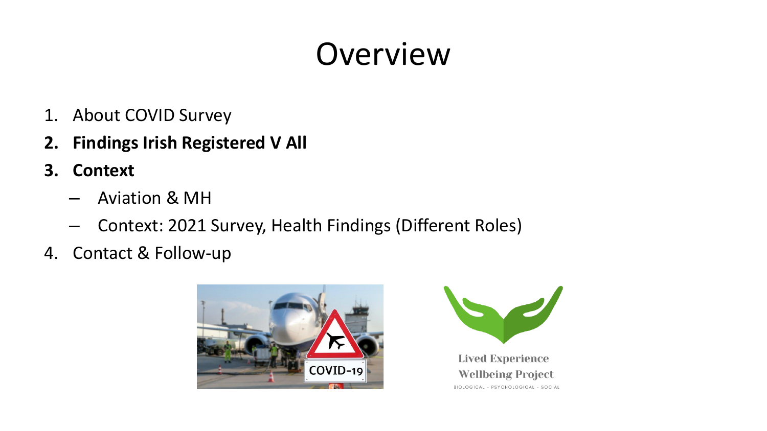# Overview

1. About COVID Survey
2. **Findings Irish Registered V All**
3. **Context**
   - Aviation & MH
   - Context: 2021 Survey, Health Findings (Different Roles)
4. Contact & Follow-up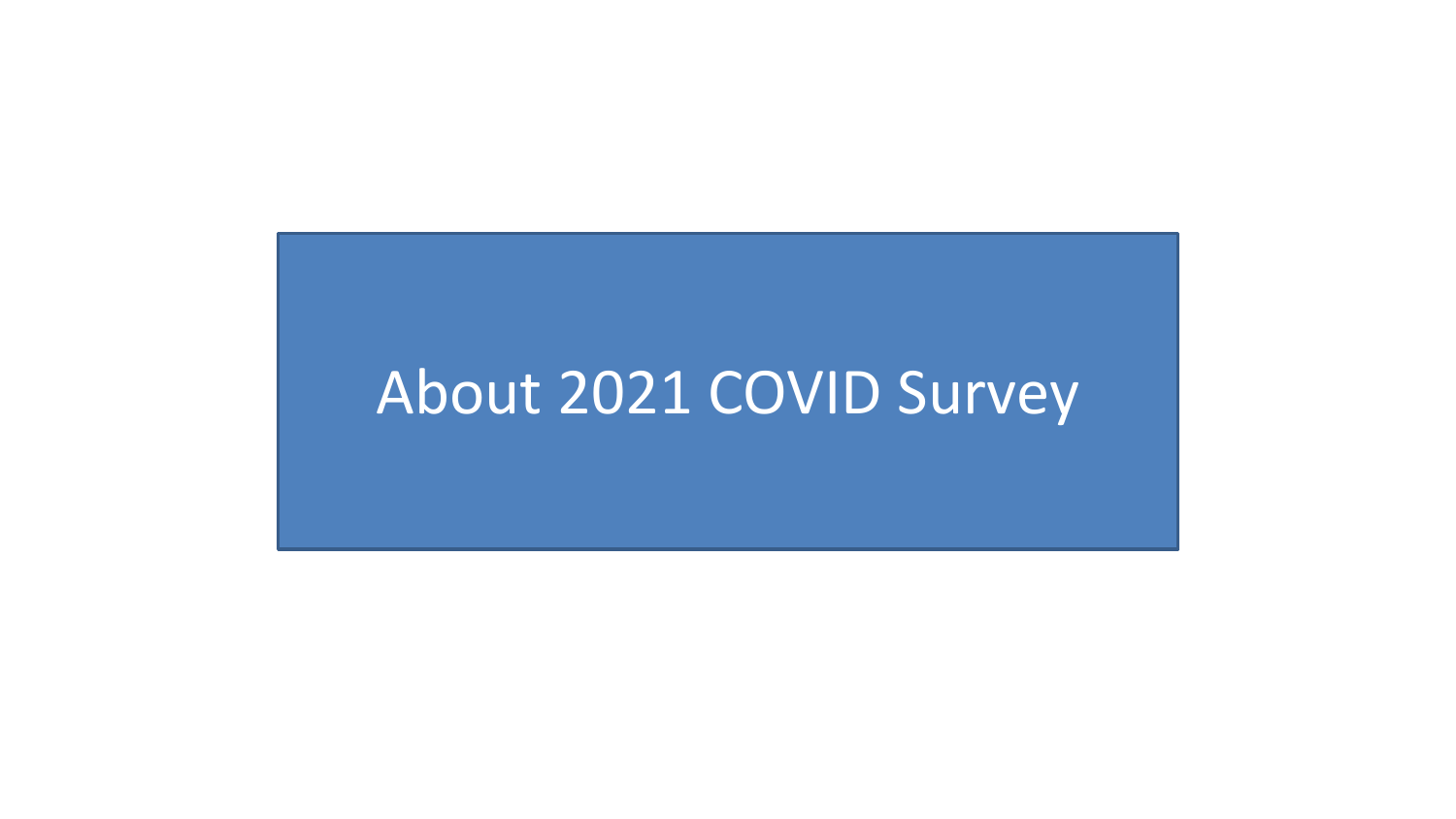# About 2021 COVID Survey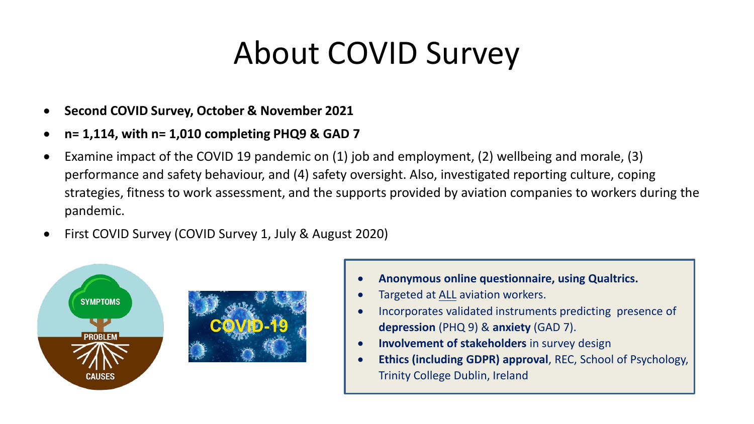# About COVID Survey

- **Second COVID Survey, October & November 2021**
- **n= 1,114, with n= 1,010 completing PHQ9 & GAD 7**
- Examine impact of the COVID 19 pandemic on (1) job and employment, (2) wellbeing and morale, (3) performance and safety behaviour, and (4) safety oversight. Also, investigated reporting culture, coping strategies, fitness to work assessment, and the supports provided by aviation companies to workers during the pandemic.
- First COVID Survey (COVID Survey 1, July & August 2020)

- **Anonymous online questionnaire, using Qualtrics.**
- Targeted at ALL aviation workers.
- Incorporates validated instruments predicting presence of **depression** (PHQ 9) & **anxiety** (GAD 7).
- **Involvement of stakeholders** in survey design
- **Ethics (including GDPR) approval**, REC, School of Psychology, Trinity College Dublin, Ireland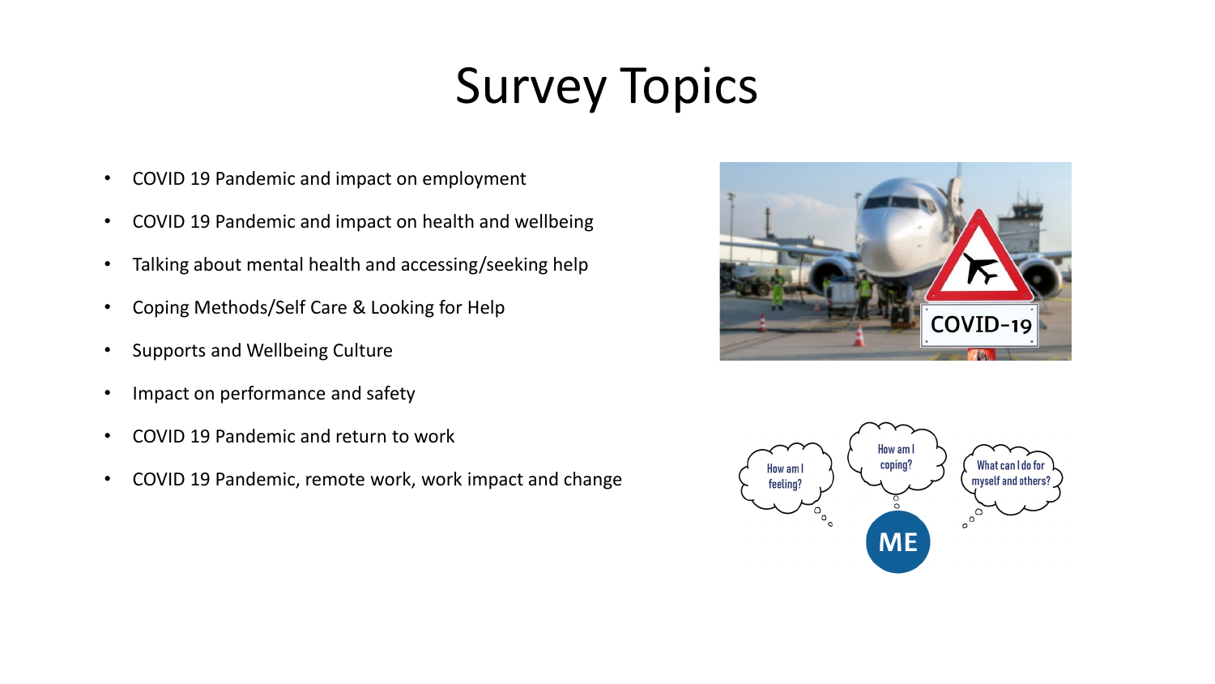# Survey Topics

- COVID 19 Pandemic and impact on employment
- COVID 19 Pandemic and impact on health and wellbeing
- Talking about mental health and accessing/seeking help
- Coping Methods/Self Care & Looking for Help
- Supports and Wellbeing Culture
- Impact on performance and safety
- COVID 19 Pandemic and return to work
- COVID 19 Pandemic, remote work, work impact and change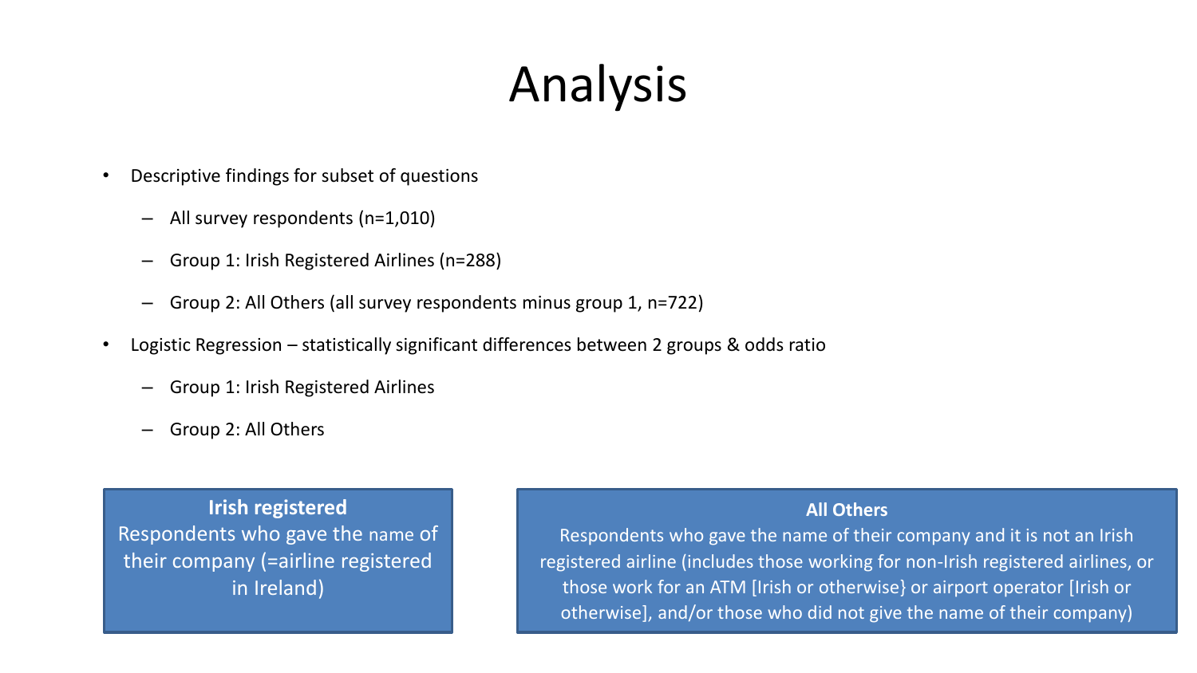# Analysis

- Descriptive findings for subset of questions
  - All survey respondents (n=1,010)
  - Group 1: Irish Registered Airlines (n=288)
  - Group 2: All Others (all survey respondents minus group 1, n=722)
- Logistic Regression – statistically significant differences between 2 groups & odds ratio
  - Group 1: Irish Registered Airlines
  - Group 2: All Others

**Irish registered**
Respondents who gave the name of their company (=airline registered in Ireland)

**All Others**
Respondents who gave the name of their company and it is not an Irish registered airline (includes those working for non-Irish registered airlines, or those work for an ATM [Irish or otherwise} or airport operator [Irish or otherwise], and/or those who did not give the name of their company)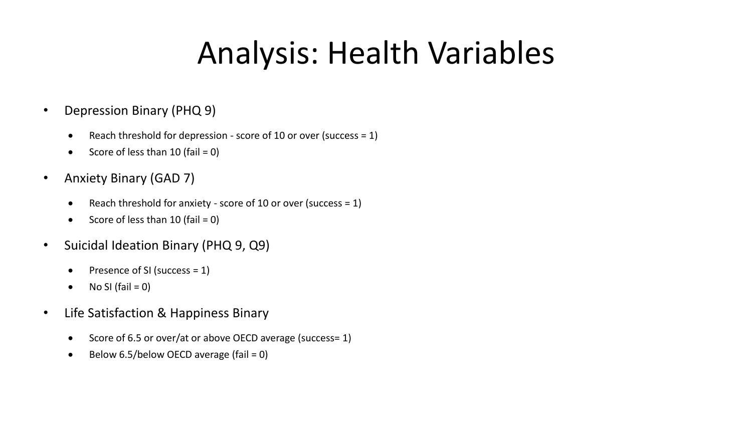# Analysis: Health Variables

- Depression Binary (PHQ 9)
  - Reach threshold for depression - score of 10 or over (success = 1)
  - Score of less than 10 (fail = 0)
- Anxiety Binary (GAD 7)
  - Reach threshold for anxiety - score of 10 or over (success = 1)
  - Score of less than 10 (fail = 0)
- Suicidal Ideation Binary (PHQ 9, Q9)
  - Presence of SI (success = 1)
  - No SI (fail = 0)
- Life Satisfaction & Happiness Binary
  - Score of 6.5 or over/at or above OECD average (success= 1)
  - Below 6.5/below OECD average (fail = 0)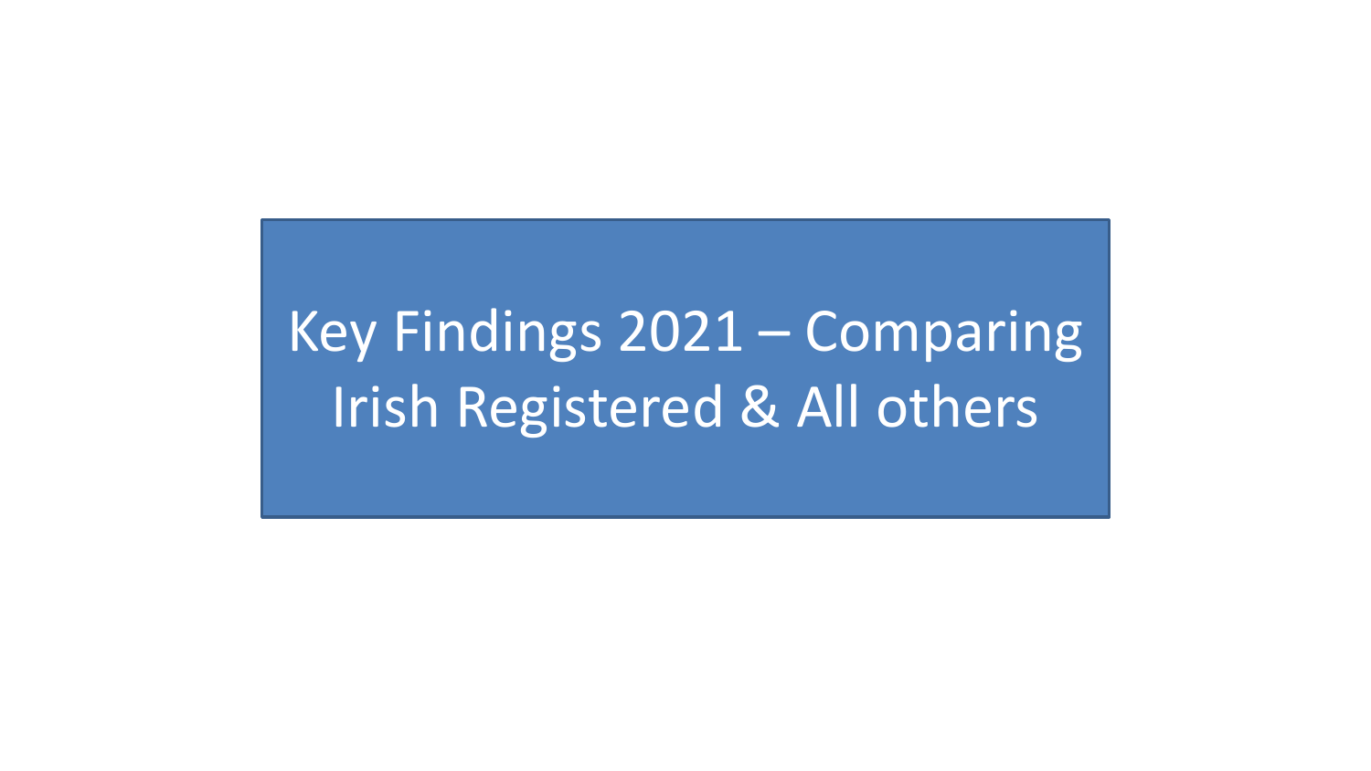# Key Findings 2021 – Comparing Irish Registered & All others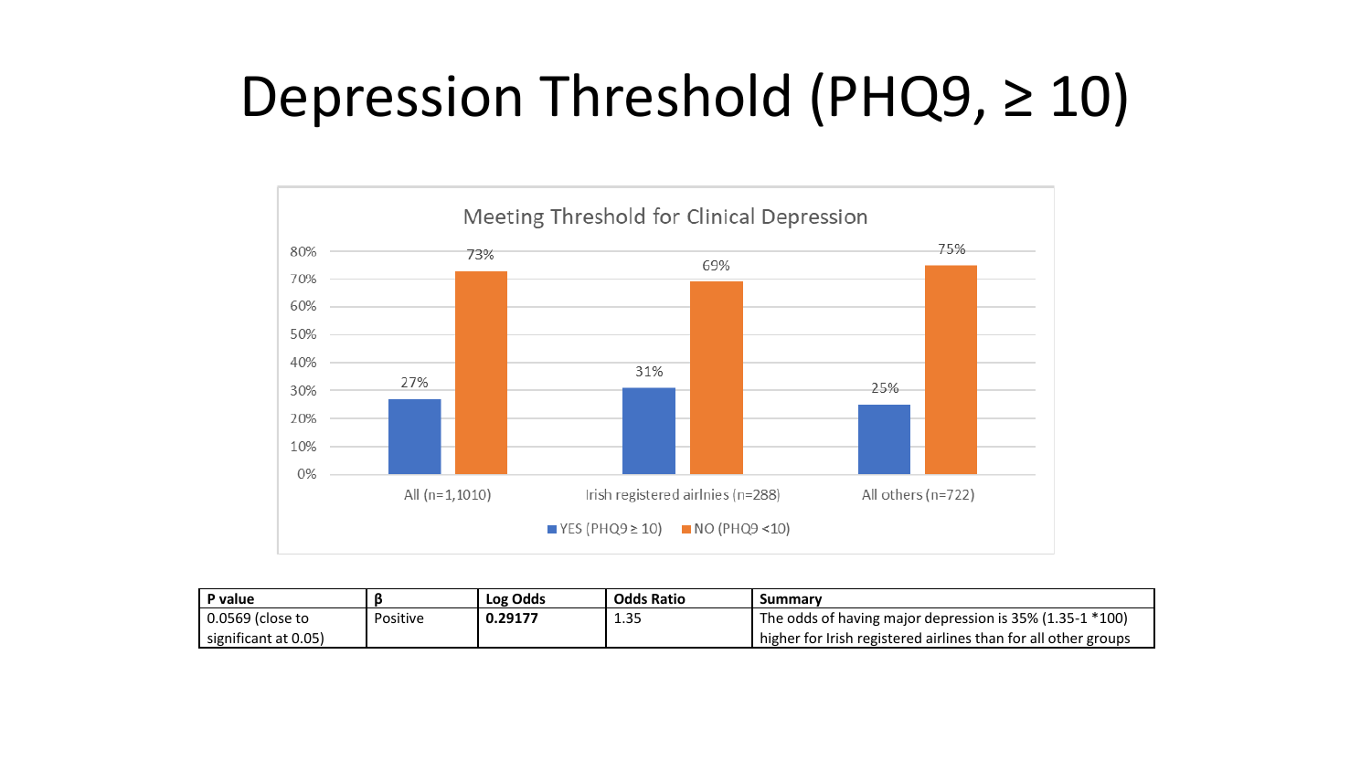# Depression Threshold (PHQ9, ≥ 10)

Meeting Threshold for Clinical Depression

| | YES (PHQ9 ≥ 10) | NO (PHQ9 <10) |
|---|---|---|
| All (n=1,1010) | 27% | 73% |
| Irish registered airlnies (n=288) | 31% | 69% |
| All others (n=722) | 25% | 75% |

| P value | β | Log Odds | Odds Ratio | Summary |
|---|---|---|---|---|
| 0.0569 (close to significant at 0.05) | Positive | **0.29177** | 1.35 | The odds of having major depression is 35% (1.35-1 *100) higher for Irish registered airlines than for all other groups |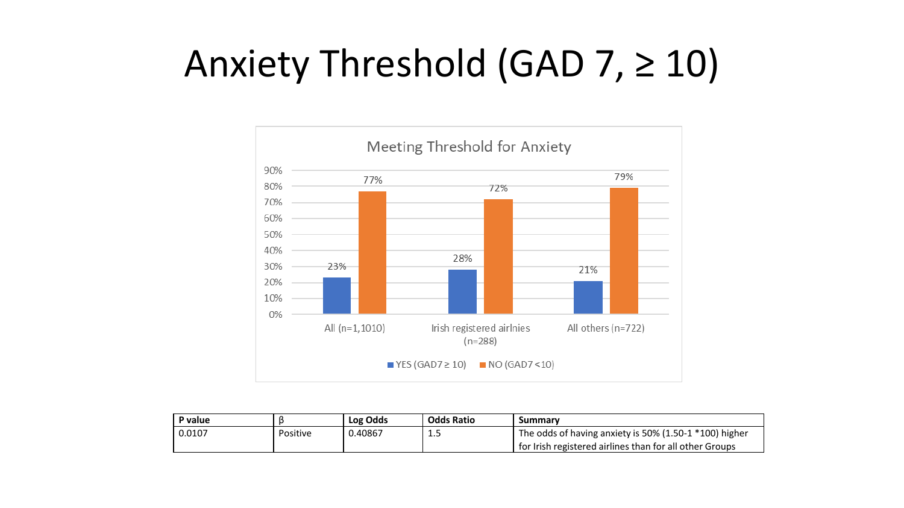# Anxiety Threshold (GAD 7, ≥ 10)

**Meeting Threshold for Anxiety**

| Group | YES (GAD7 ≥ 10) | NO (GAD7 < 10) |
|---|---|---|
| All (n=1,1010) | 23% | 77% |
| Irish registered airlnies (n=288) | 28% | 72% |
| All others (n=722) | 21% | 79% |

| P value | β | Log Odds | Odds Ratio | Summary |
|---|---|---|---|---|
| 0.0107 | Positive | 0.40867 | 1.5 | The odds of having anxiety is 50% (1.50-1 *100) higher for Irish registered airlines than for all other Groups |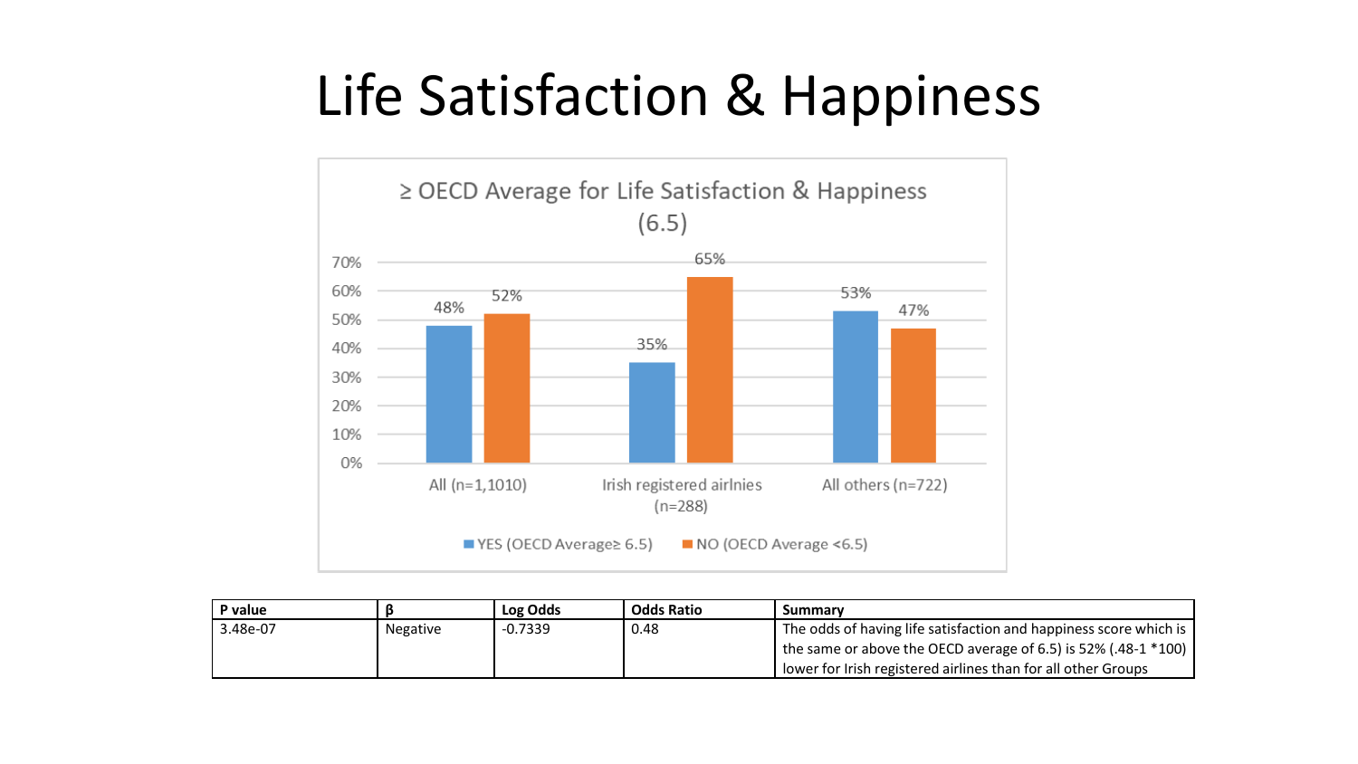# Life Satisfaction & Happiness

≥ OECD Average for Life Satisfaction & Happiness (6.5)

| | YES (OECD Average≥ 6.5) | NO (OECD Average <6.5) |
|---|---|---|
| All (n=1,1010) | 48% | 52% |
| Irish registered airlnies (n=288) | 35% | 65% |
| All others (n=722) | 53% | 47% |

| P value | β | Log Odds | Odds Ratio | Summary |
|---|---|---|---|---|
| 3.48e-07 | Negative | -0.7339 | 0.48 | The odds of having life satisfaction and happiness score which is the same or above the OECD average of 6.5) is 52% (.48-1 *100) lower for Irish registered airlines than for all other Groups |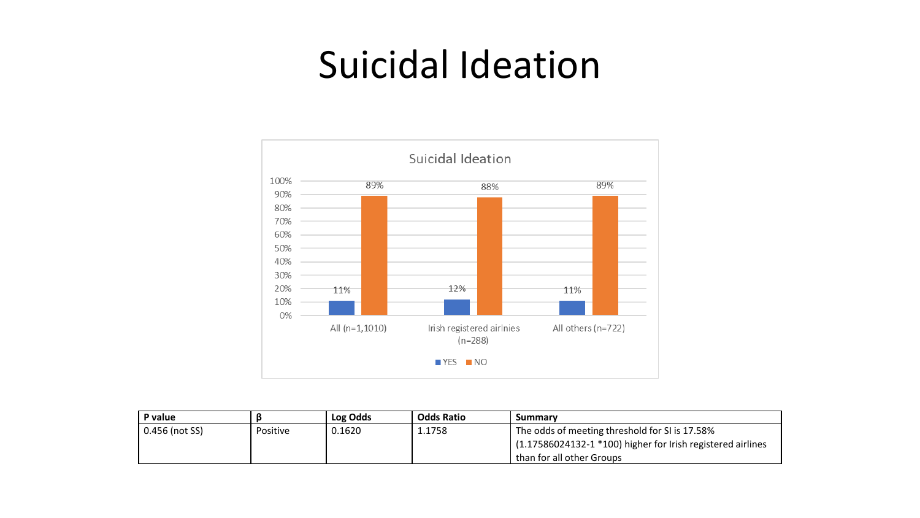# Suicidal Ideation

Suicidal Ideation

| | YES | NO |
|---|---|---|
| All (n=1,1010) | 11% | 89% |
| Irish registered airlnies (n=288) | 12% | 88% |
| All others (n=722) | 11% | 89% |

| P value | β | Log Odds | Odds Ratio | Summary |
|---|---|---|---|---|
| 0.456 (not SS) | Positive | 0.1620 | 1.1758 | The odds of meeting threshold for SI is 17.58% (1.17586024132-1 *100) higher for Irish registered airlines than for all other Groups |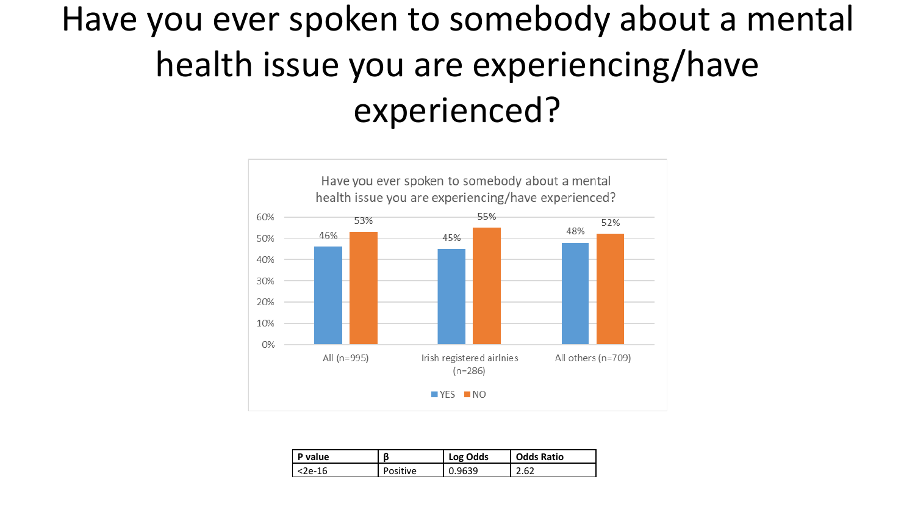# Have you ever spoken to somebody about a mental health issue you are experiencing/have experienced?

Have you ever spoken to somebody about a mental health issue you are experiencing/have experienced?

| | YES | NO |
|---|---|---|
| All (n=995) | 46% | 53% |
| Irish registered airlnies (n=286) | 45% | 55% |
| All others (n=709) | 48% | 52% |

| P value | β | Log Odds | Odds Ratio |
|---|---|---|---|
| <2e-16 | Positive | 0.9639 | 2.62 |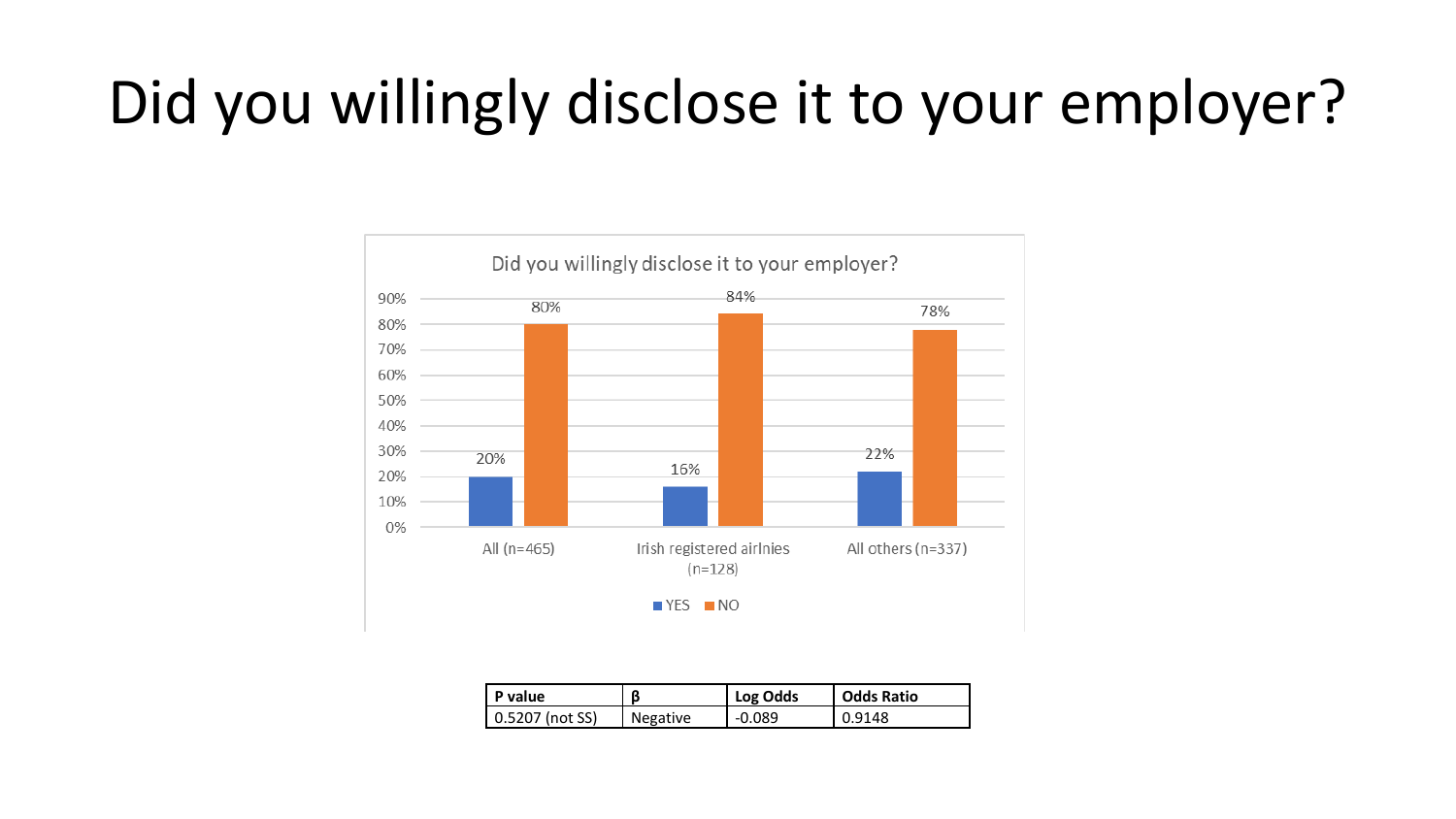# Did you willingly disclose it to your employer?

Did you willingly disclose it to your employer?

| | YES | NO |
|---|---|---|
| All (n=465) | 20% | 80% |
| Irish registered airlnies (n=128) | 16% | 84% |
| All others (n=337) | 22% | 78% |

| P value | β | Log Odds | Odds Ratio |
|---|---|---|---|
| 0.5207 (not SS) | Negative | -0.089 | 0.9148 |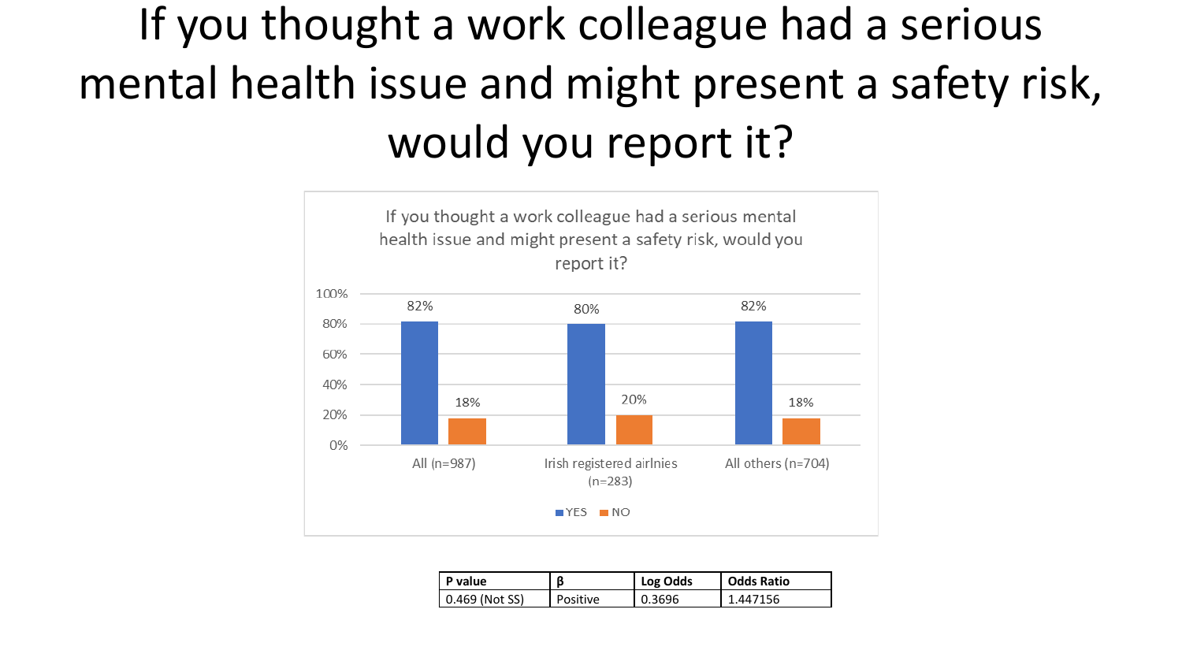# If you thought a work colleague had a serious mental health issue and might present a safety risk, would you report it?

If you thought a work colleague had a serious mental health issue and might present a safety risk, would you report it?

| | YES | NO |
| --- | --- | --- |
| All (n=987) | 82% | 18% |
| Irish registered airlnies (n=283) | 80% | 20% |
| All others (n=704) | 82% | 18% |

| P value | β | Log Odds | Odds Ratio |
| --- | --- | --- | --- |
| 0.469 (Not SS) | Positive | 0.3696 | 1.447156 |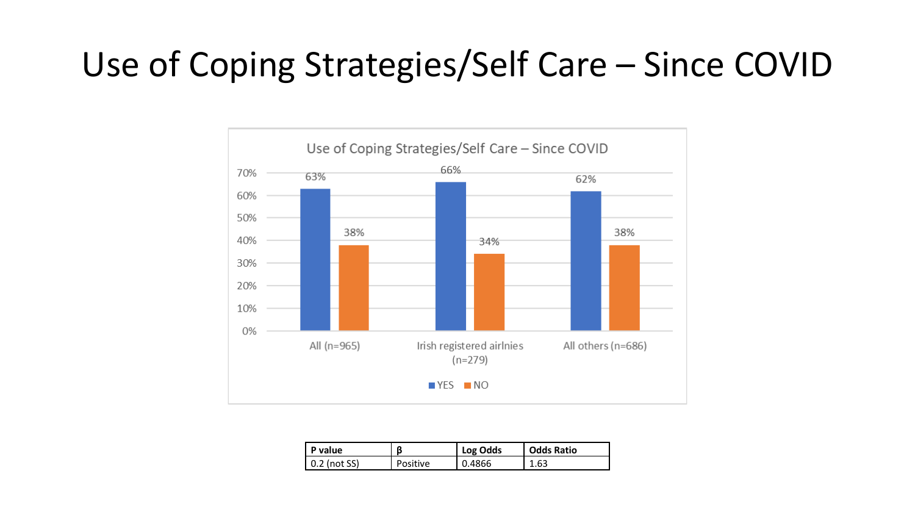# Use of Coping Strategies/Self Care – Since COVID

**Use of Coping Strategies/Self Care – Since COVID**

| | YES | NO |
|---|---|---|
| All (n=965) | 63% | 38% |
| Irish registered airlnies (n=279) | 66% | 34% |
| All others (n=686) | 62% | 38% |

| P value | β | Log Odds | Odds Ratio |
|---|---|---|---|
| 0.2 (not SS) | Positive | 0.4866 | 1.63 |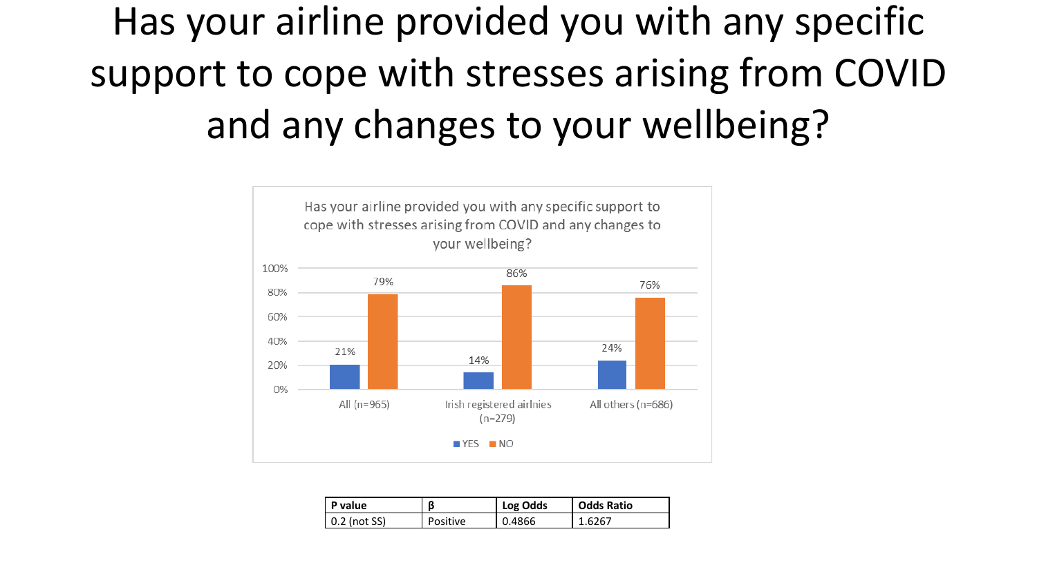# Has your airline provided you with any specific support to cope with stresses arising from COVID and any changes to your wellbeing?

Has your airline provided you with any specific support to cope with stresses arising from COVID and any changes to your wellbeing?

| | YES | NO |
|---|---|---|
| All (n=965) | 21% | 79% |
| Irish registered airlnies (n=279) | 14% | 86% |
| All others (n=686) | 24% | 76% |

| P value | β | Log Odds | Odds Ratio |
|---|---|---|---|
| 0.2 (not SS) | Positive | 0.4866 | 1.6267 |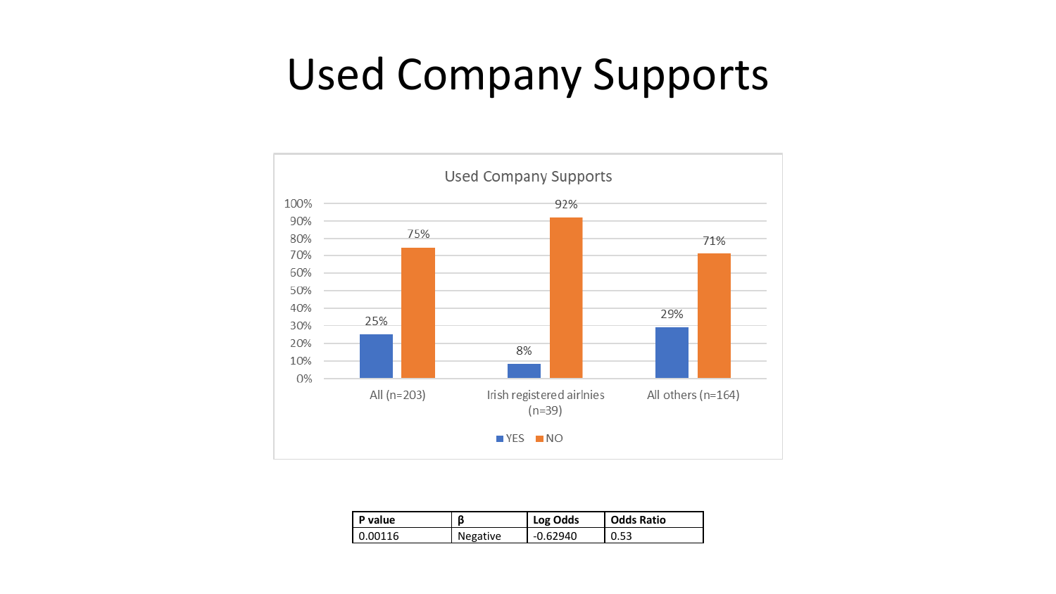# Used Company Supports

Used Company Supports

| | YES | NO |
|---|---|---|
| All (n=203) | 25% | 75% |
| Irish registered airlnies (n=39) | 8% | 92% |
| All others (n=164) | 29% | 71% |

| P value | β | Log Odds | Odds Ratio |
|---|---|---|---|
| 0.00116 | Negative | -0.62940 | 0.53 |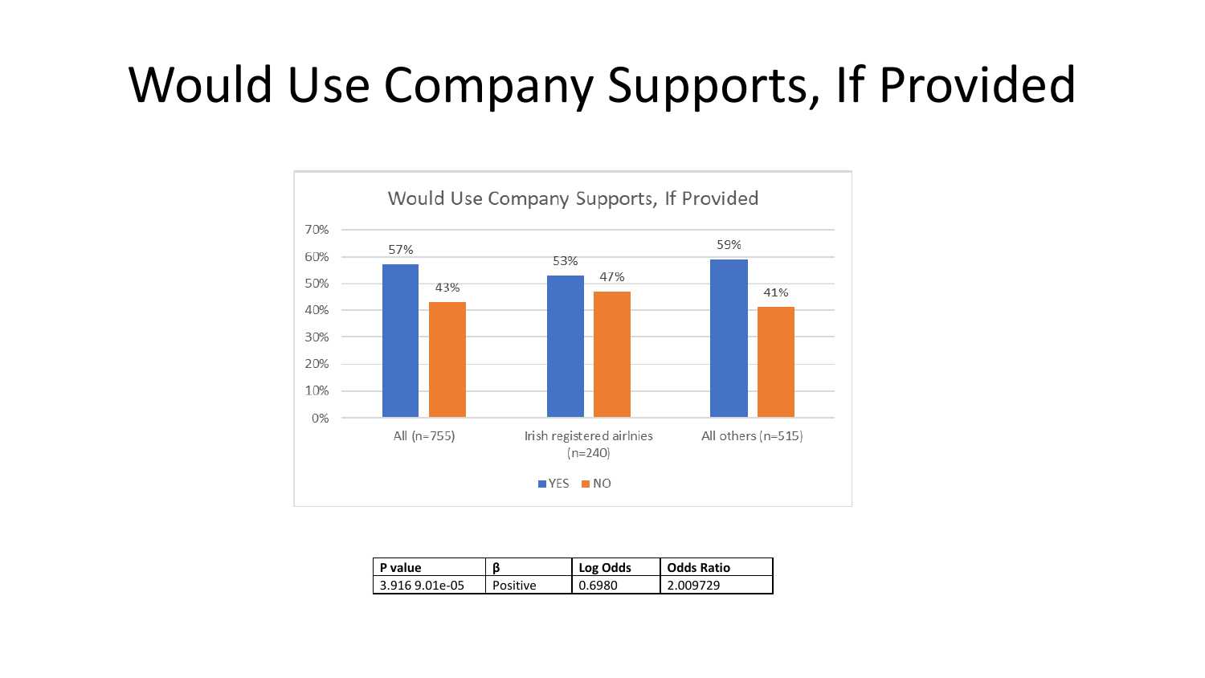# Would Use Company Supports, If Provided

| | All (n=755) | Irish registered airlnies (n=240) | All others (n=515) |
|---|---|---|---|
| YES | 57% | 53% | 59% |
| NO | 43% | 47% | 41% |

| P value | β | Log Odds | Odds Ratio |
|---|---|---|---|
| 3.916 9.01e-05 | Positive | 0.6980 | 2.009729 |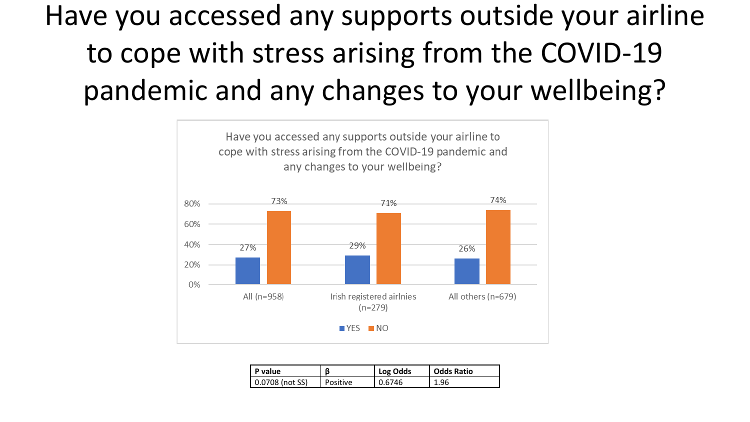# Have you accessed any supports outside your airline to cope with stress arising from the COVID-19 pandemic and any changes to your wellbeing?

Have you accessed any supports outside your airline to cope with stress arising from the COVID-19 pandemic and any changes to your wellbeing?

| | YES | NO |
|---|---|---|
| All (n=958) | 27% | 73% |
| Irish registered airlnies (n=279) | 29% | 71% |
| All others (n=679) | 26% | 74% |

| P value | β | Log Odds | Odds Ratio |
|---|---|---|---|
| 0.0708 (not SS) | Positive | 0.6746 | 1.96 |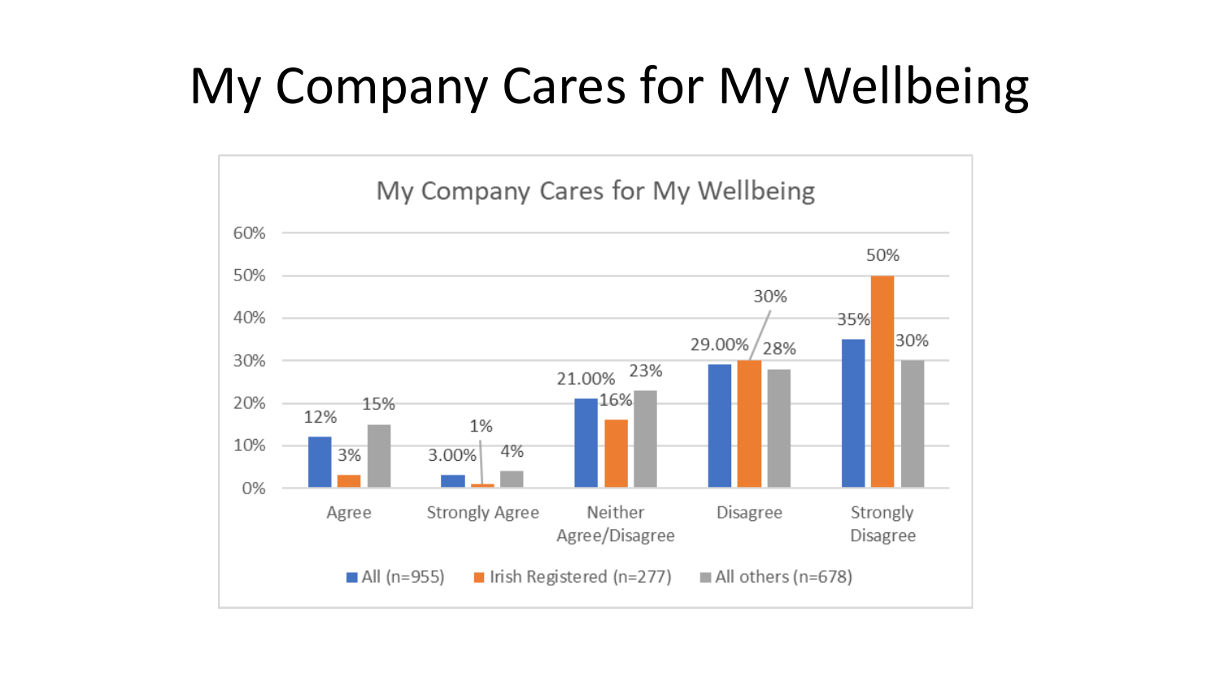# My Company Cares for My Wellbeing

**My Company Cares for My Wellbeing**

| | All (n=955) | Irish Registered (n=277) | All others (n=678) |
|---|---|---|---|
| Agree | 12% | 3% | 15% |
| Strongly Agree | 3.00% | 1% | 4% |
| Neither Agree/Disagree | 21.00% | 16% | 23% |
| Disagree | 29.00% | 30% | 28% |
| Strongly Disagree | 35% | 50% | 30% |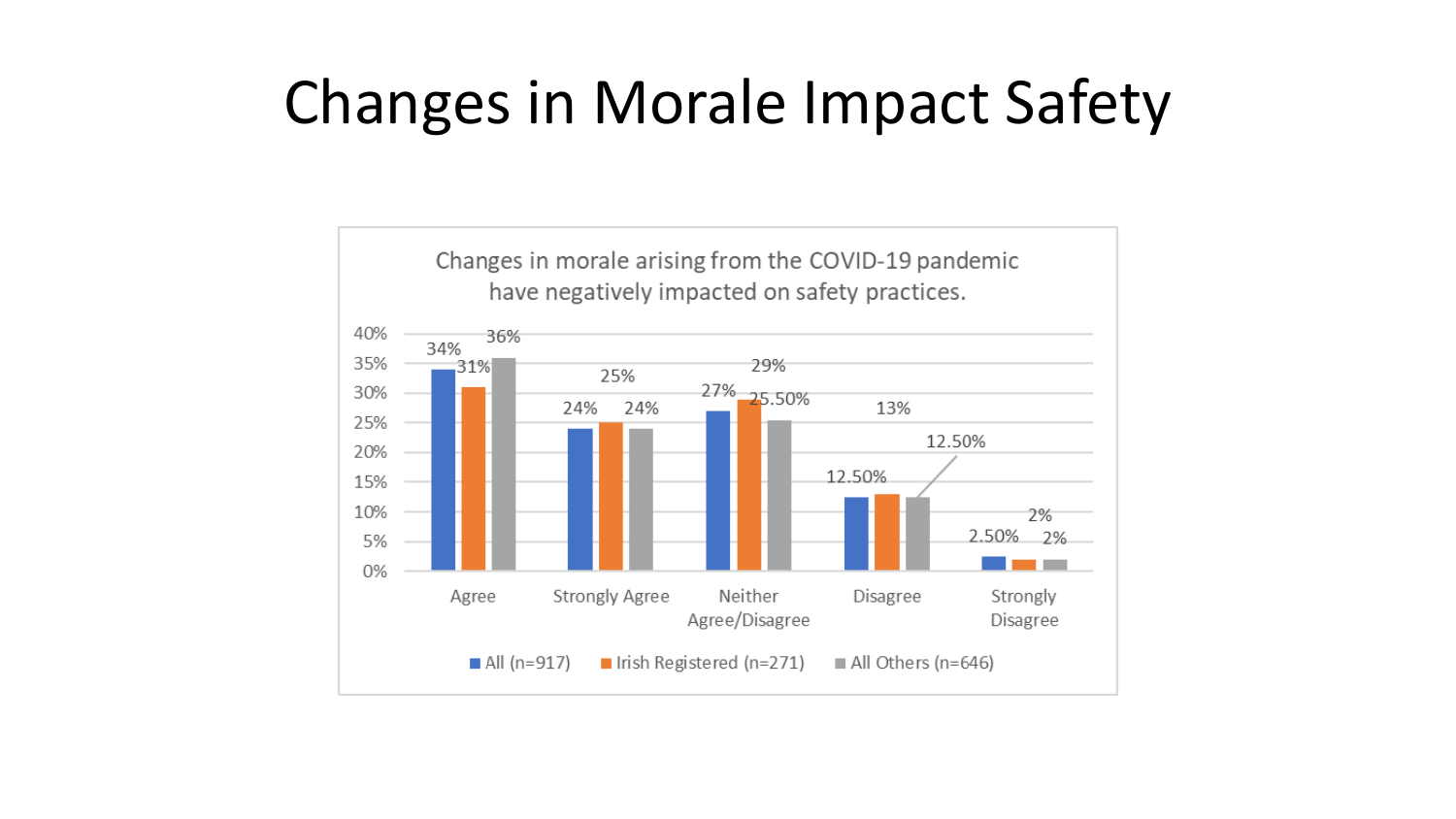# Changes in Morale Impact Safety

Changes in morale arising from the COVID-19 pandemic have negatively impacted on safety practices.

| | All (n=917) | Irish Registered (n=271) | All Others (n=646) |
|---|---|---|---|
| Agree | 34% | 31% | 36% |
| Strongly Agree | 24% | 25% | 24% |
| Neither Agree/Disagree | 27% | 29% | 25.50% |
| Disagree | 12.50% | 13% | 12.50% |
| Strongly Disagree | 2.50% | 2% | 2% |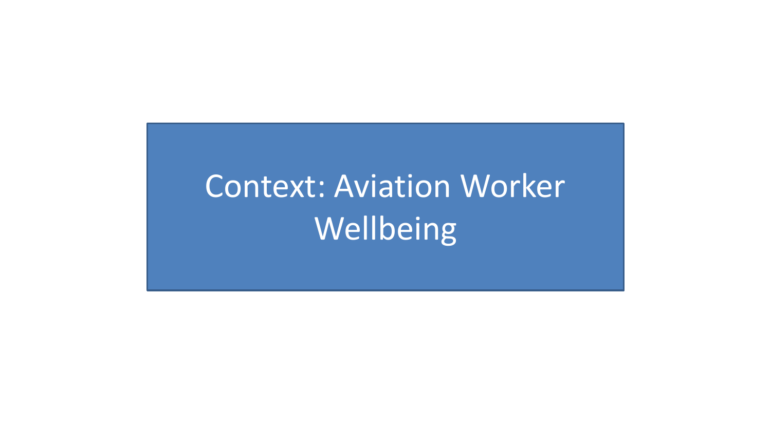# Context: Aviation Worker Wellbeing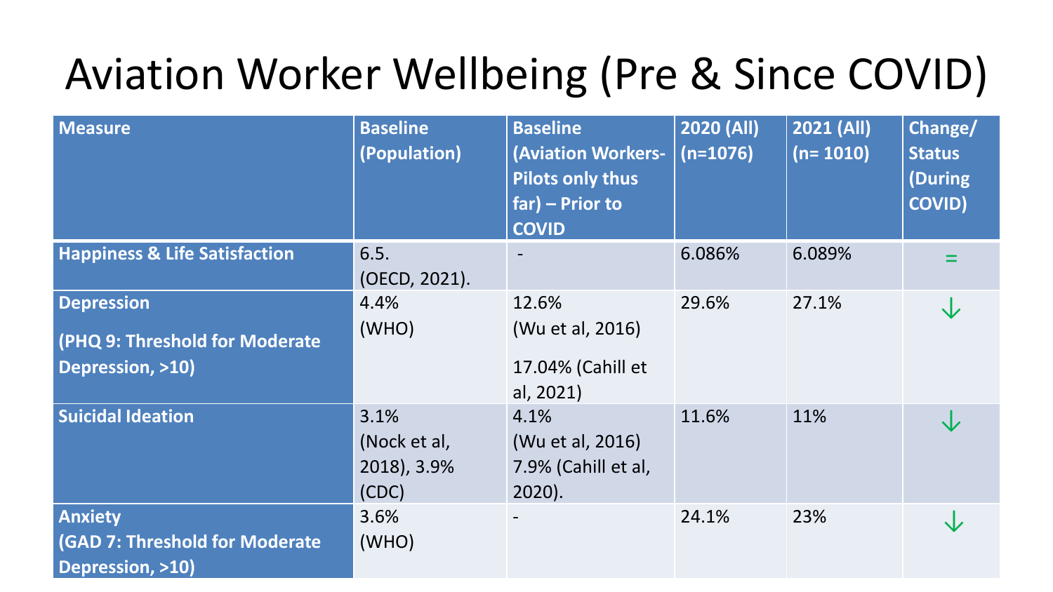# Aviation Worker Wellbeing (Pre & Since COVID)

| Measure | Baseline (Population) | Baseline (Aviation Workers- Pilots only thus far) – Prior to COVID | 2020 (All) (n=1076) | 2021 (All) (n= 1010) | Change/ Status (During COVID) |
|---|---|---|---|---|---|
| **Happiness & Life Satisfaction** | 6.5. (OECD, 2021). | - | 6.086% | 6.089% | = |
| **Depression** **(PHQ 9: Threshold for Moderate Depression, >10)** | 4.4% (WHO) | 12.6% (Wu et al, 2016) 17.04% (Cahill et al, 2021) | 29.6% | 27.1% | ↓ |
| **Suicidal Ideation** | 3.1% (Nock et al, 2018), 3.9% (CDC) | 4.1% (Wu et al, 2016) 7.9% (Cahill et al, 2020). | 11.6% | 11% | ↓ |
| **Anxiety** **(GAD 7: Threshold for Moderate Depression, >10)** | 3.6% (WHO) | - | 24.1% | 23% | ↓ |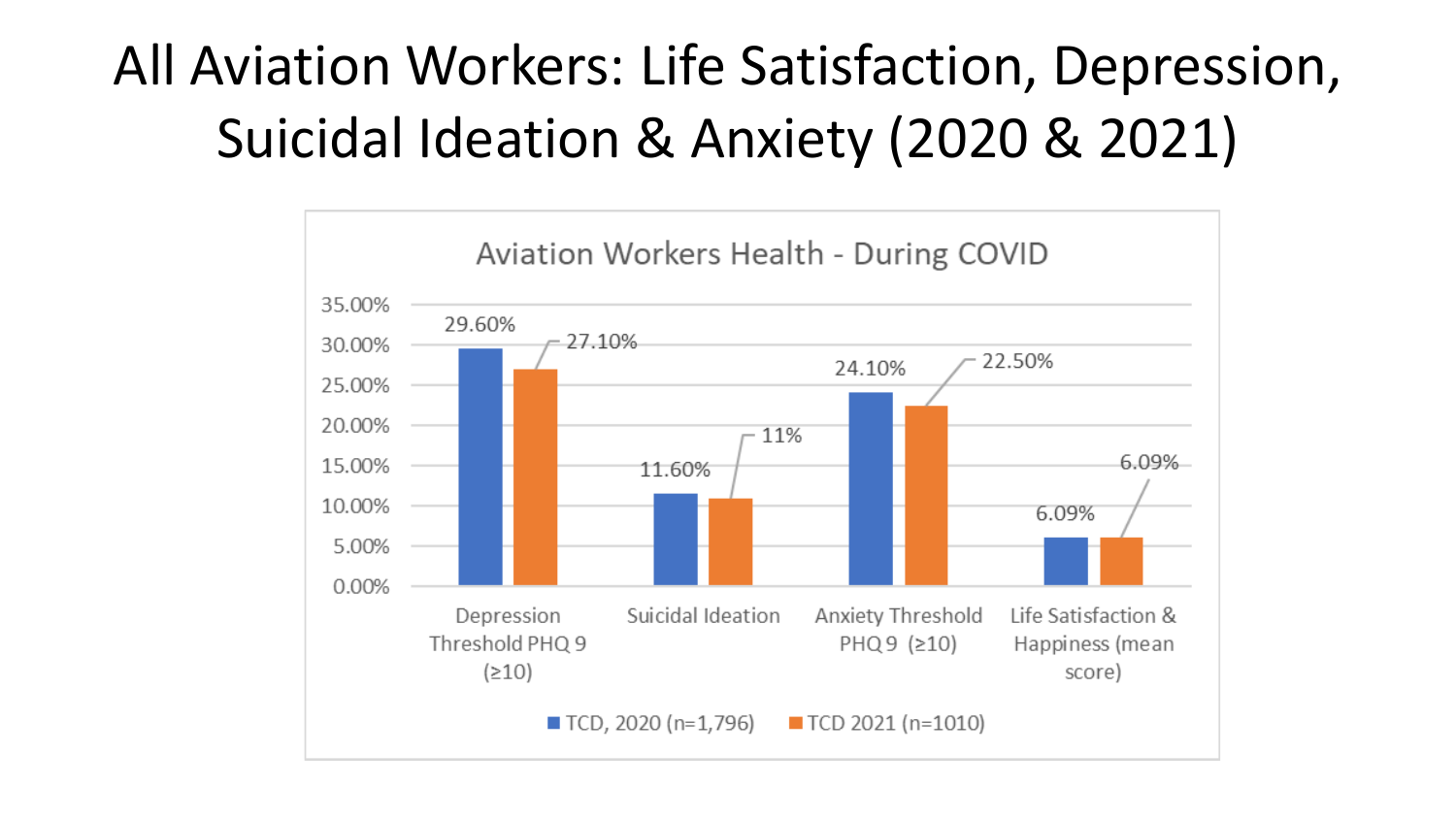# All Aviation Workers: Life Satisfaction, Depression, Suicidal Ideation & Anxiety (2020 & 2021)

**Aviation Workers Health - During COVID**

| | TCD, 2020 (n=1,796) | TCD 2021 (n=1010) |
|---|---|---|
| Depression Threshold PHQ 9 (≥10) | 29.60% | 27.10% |
| Suicidal Ideation | 11.60% | 11% |
| Anxiety Threshold PHQ 9 (≥10) | 24.10% | 22.50% |
| Life Satisfaction & Happiness (mean score) | 6.09% | 6.09% |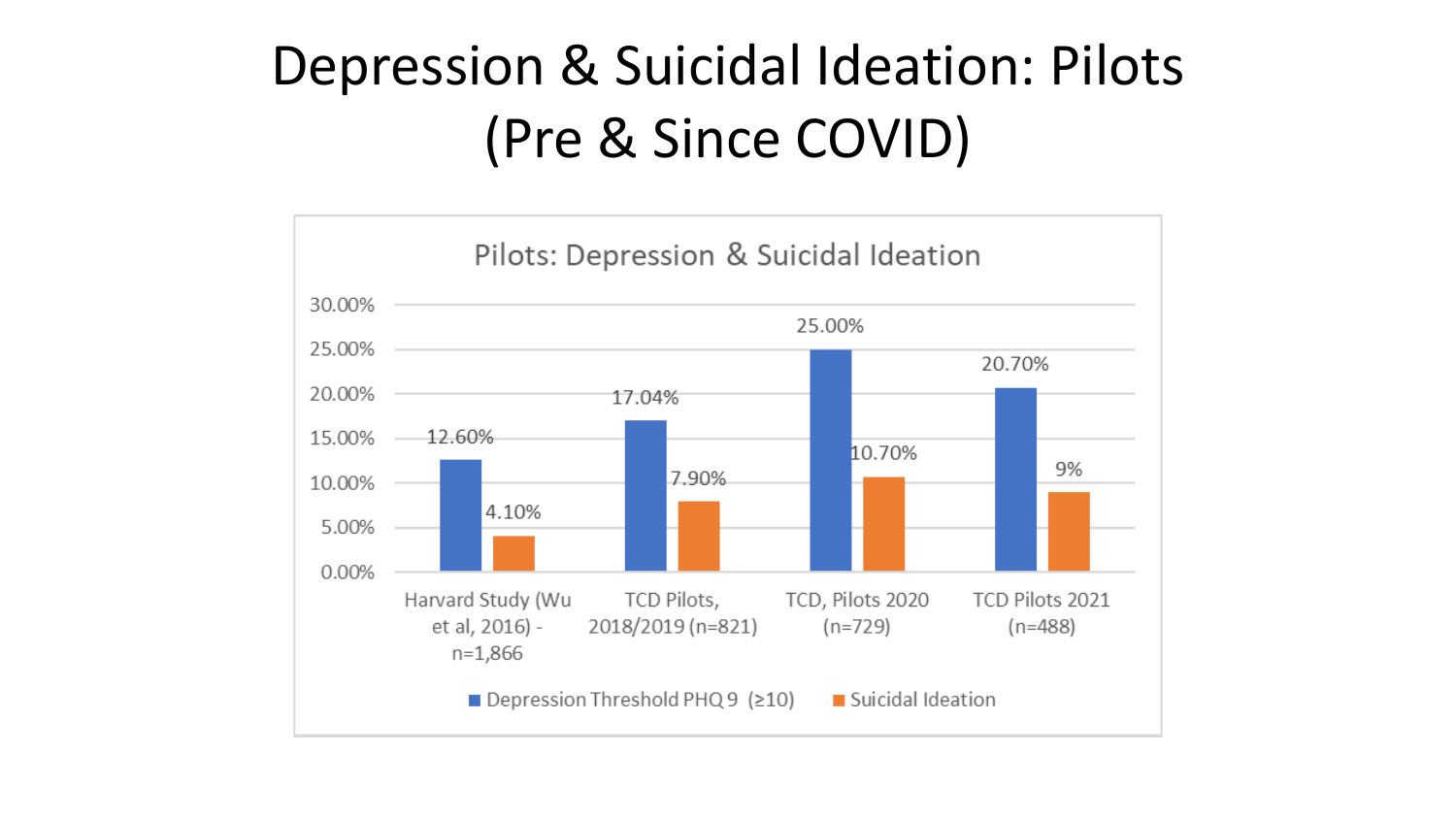# Depression & Suicidal Ideation: Pilots (Pre & Since COVID)

**Pilots: Depression & Suicidal Ideation**

| | Depression Threshold PHQ 9 (≥10) | Suicidal Ideation |
|---|---|---|
| Harvard Study (Wu et al, 2016) - n=1,866 | 12.60% | 4.10% |
| TCD Pilots, 2018/2019 (n=821) | 17.04% | 7.90% |
| TCD, Pilots 2020 (n=729) | 25.00% | 10.70% |
| TCD Pilots 2021 (n=488) | 20.70% | 9% |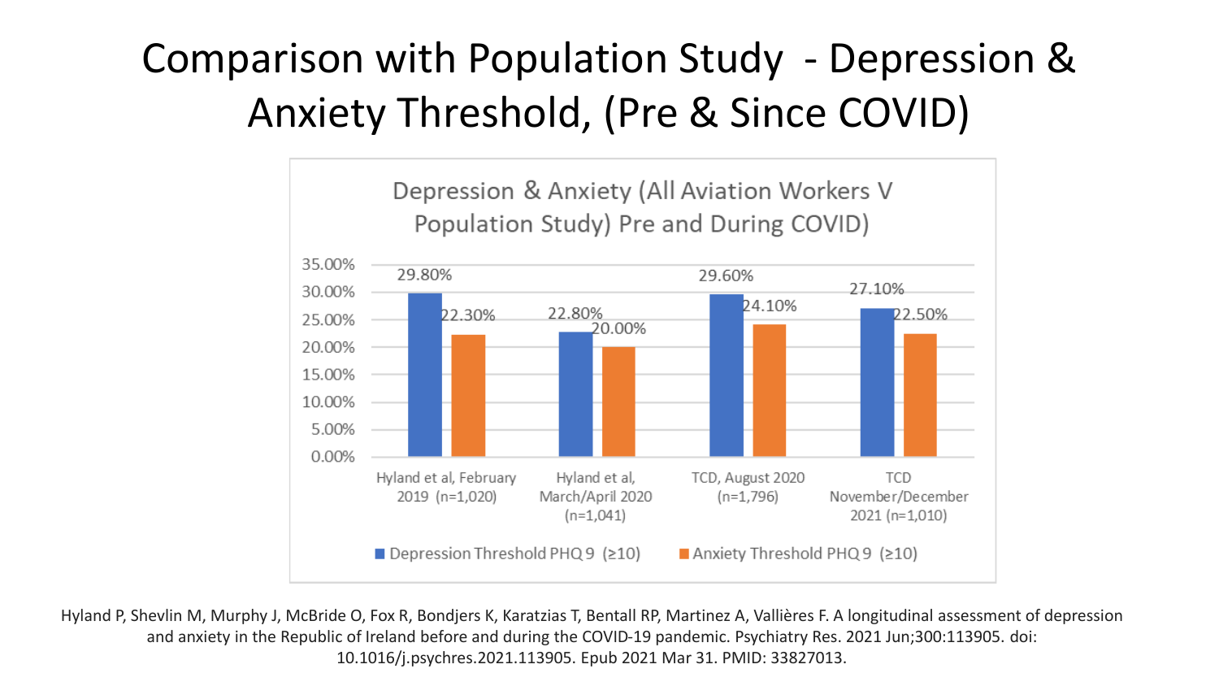# Comparison with Population Study - Depression & Anxiety Threshold, (Pre & Since COVID)

Depression & Anxiety (All Aviation Workers V Population Study) Pre and During COVID)

| | Depression Threshold PHQ 9 (≥10) | Anxiety Threshold PHQ 9 (≥10) |
|---|---|---|
| Hyland et al, February 2019 (n=1,020) | 29.80% | 22.30% |
| Hyland et al, March/April 2020 (n=1,041) | 22.80% | 20.00% |
| TCD, August 2020 (n=1,796) | 29.60% | 24.10% |
| TCD November/December 2021 (n=1,010) | 27.10% | 22.50% |

Hyland P, Shevlin M, Murphy J, McBride O, Fox R, Bondjers K, Karatzias T, Bentall RP, Martinez A, Vallières F. A longitudinal assessment of depression and anxiety in the Republic of Ireland before and during the COVID-19 pandemic. Psychiatry Res. 2021 Jun;300:113905. doi: 10.1016/j.psychres.2021.113905. Epub 2021 Mar 31. PMID: 33827013.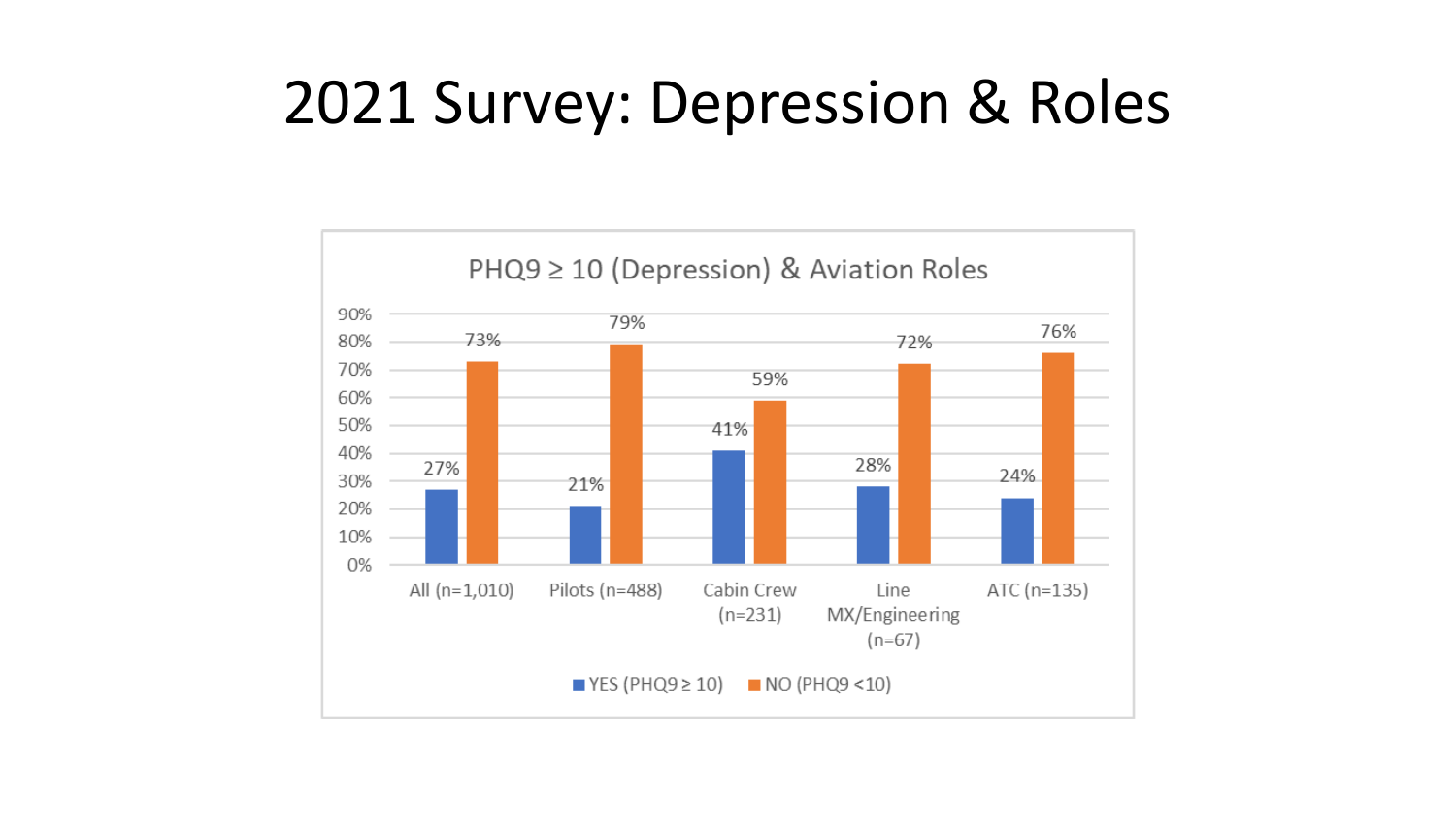# 2021 Survey: Depression & Roles

**PHQ9 ≥ 10 (Depression) & Aviation Roles**

| Role | YES (PHQ9 ≥ 10) | NO (PHQ9 <10) |
| --- | --- | --- |
| All (n=1,010) | 27% | 73% |
| Pilots (n=488) | 21% | 79% |
| Cabin Crew (n=231) | 41% | 59% |
| Line MX/Engineering (n=67) | 28% | 72% |
| ATC (n=135) | 24% | 76% |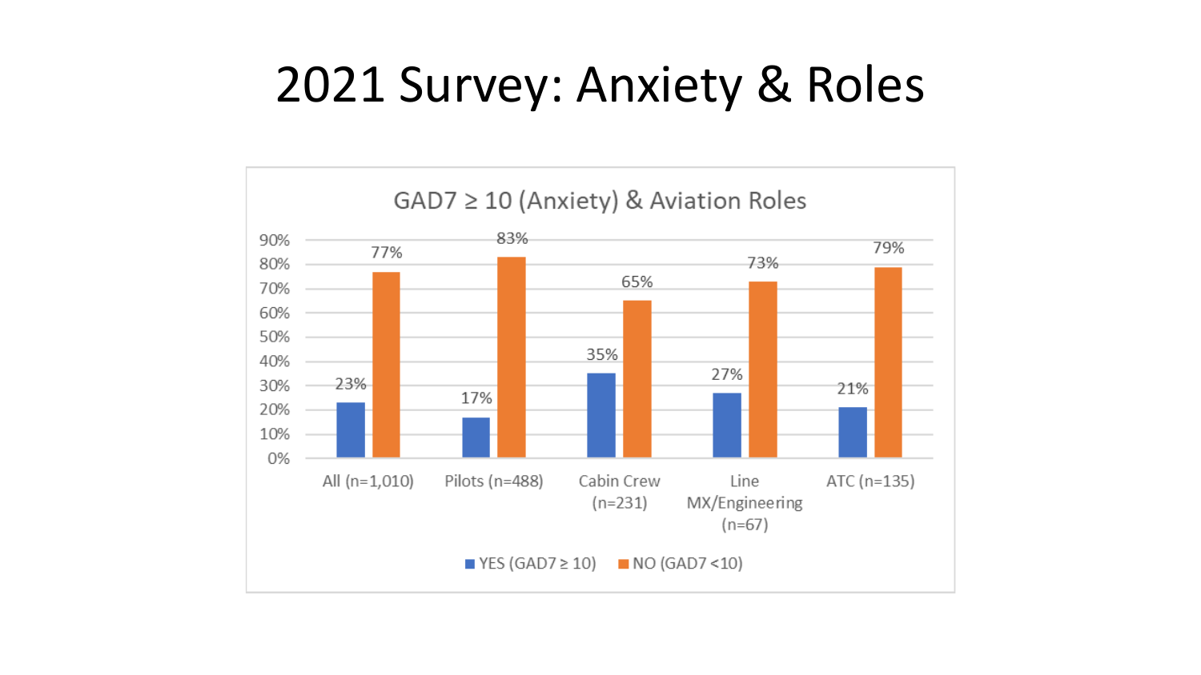# 2021 Survey: Anxiety & Roles

**GAD7 ≥ 10 (Anxiety) & Aviation Roles**

| Role | YES (GAD7 ≥ 10) | NO (GAD7 <10) |
|---|---|---|
| All (n=1,010) | 23% | 77% |
| Pilots (n=488) | 17% | 83% |
| Cabin Crew (n=231) | 35% | 65% |
| Line MX/Engineering (n=67) | 27% | 73% |
| ATC (n=135) | 21% | 79% |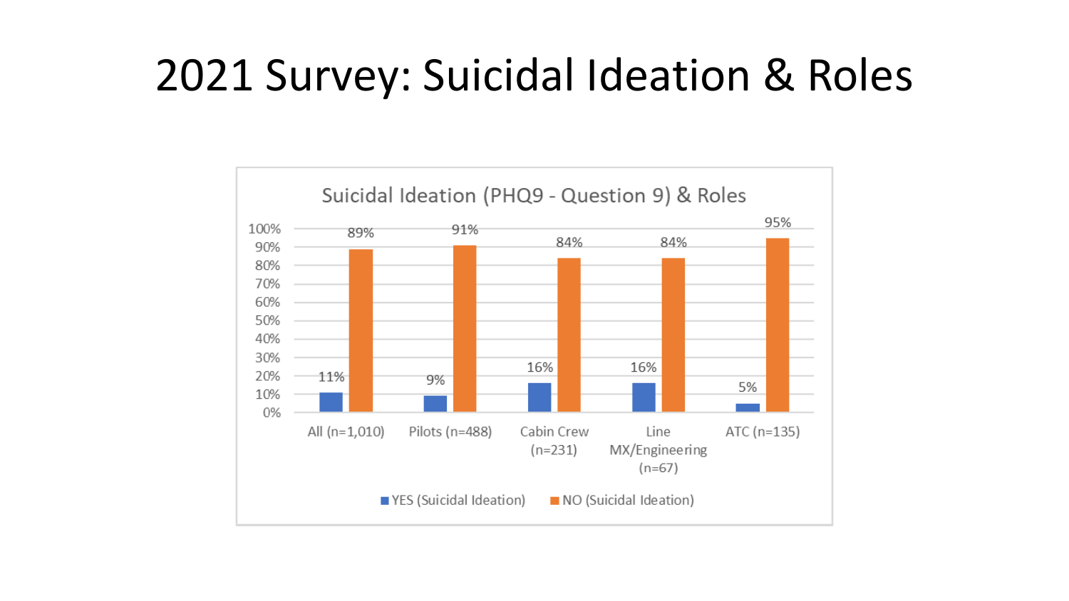# 2021 Survey: Suicidal Ideation & Roles

**Suicidal Ideation (PHQ9 - Question 9) & Roles**

| Role | YES (Suicidal Ideation) | NO (Suicidal Ideation) |
| --- | --- | --- |
| All (n=1,010) | 11% | 89% |
| Pilots (n=488) | 9% | 91% |
| Cabin Crew (n=231) | 16% | 84% |
| Line MX/Engineering (n=67) | 16% | 84% |
| ATC (n=135) | 5% | 95% |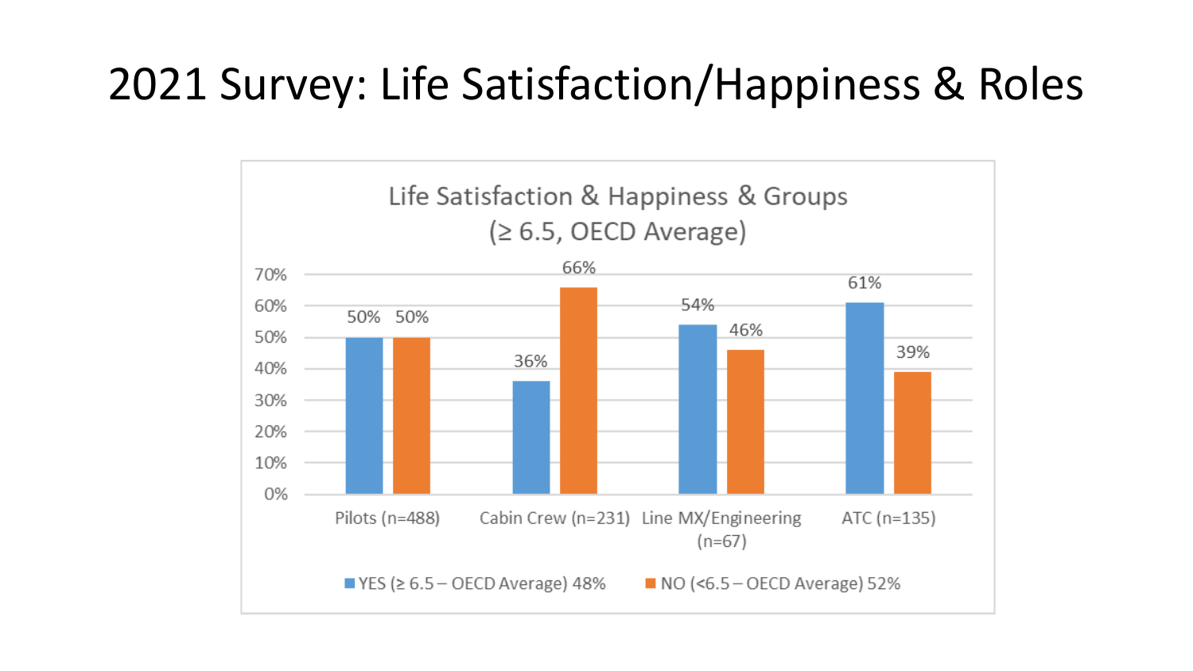# 2021 Survey: Life Satisfaction/Happiness & Roles

Life Satisfaction & Happiness & Groups (≥ 6.5, OECD Average)

| Group | YES (≥ 6.5 – OECD Average) 48% | NO (<6.5 – OECD Average) 52% |
| --- | --- | --- |
| Pilots (n=488) | 50% | 50% |
| Cabin Crew (n=231) | 36% | 66% |
| Line MX/Engineering (n=67) | 54% | 46% |
| ATC (n=135) | 61% | 39% |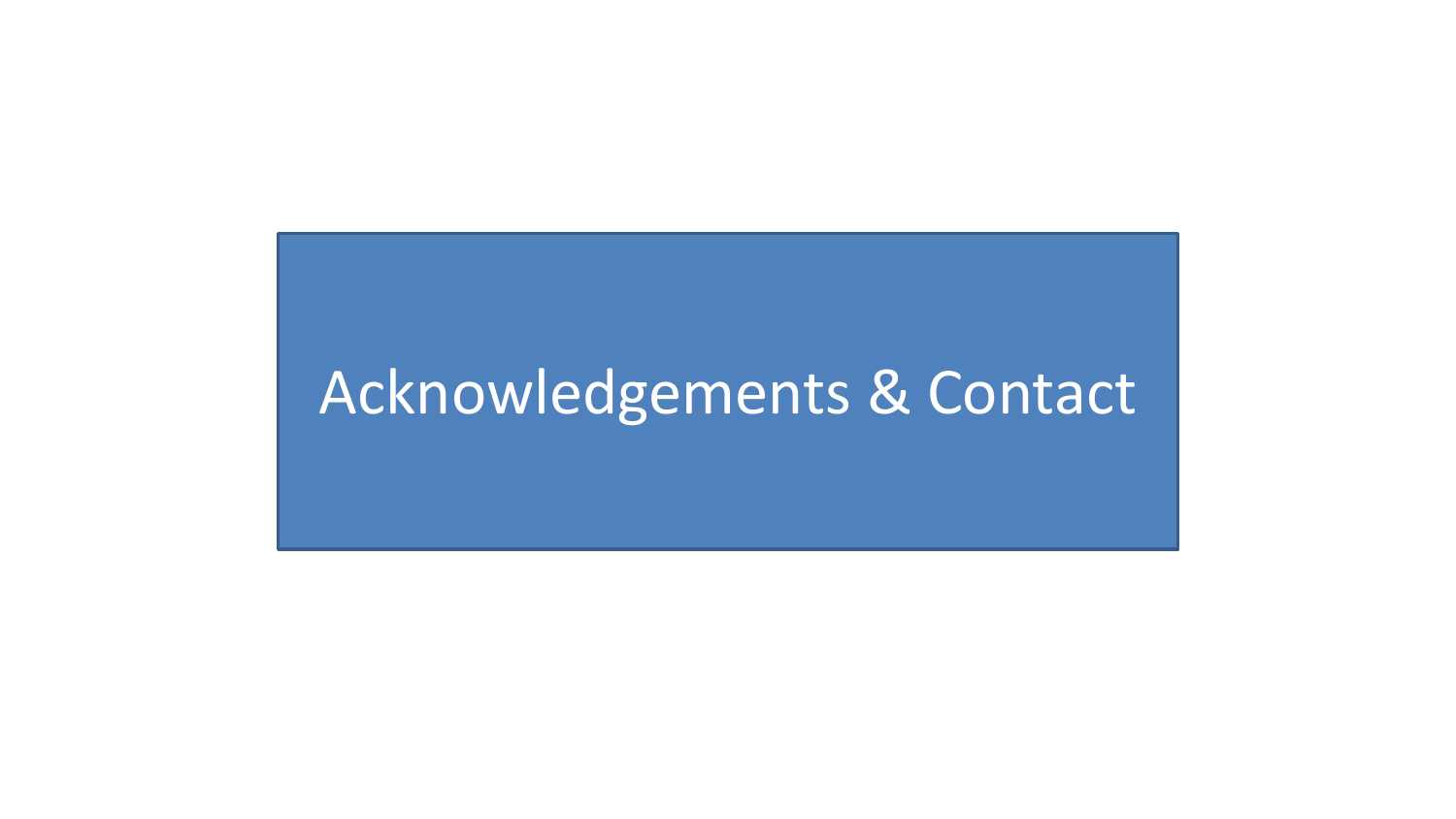# Acknowledgements & Contact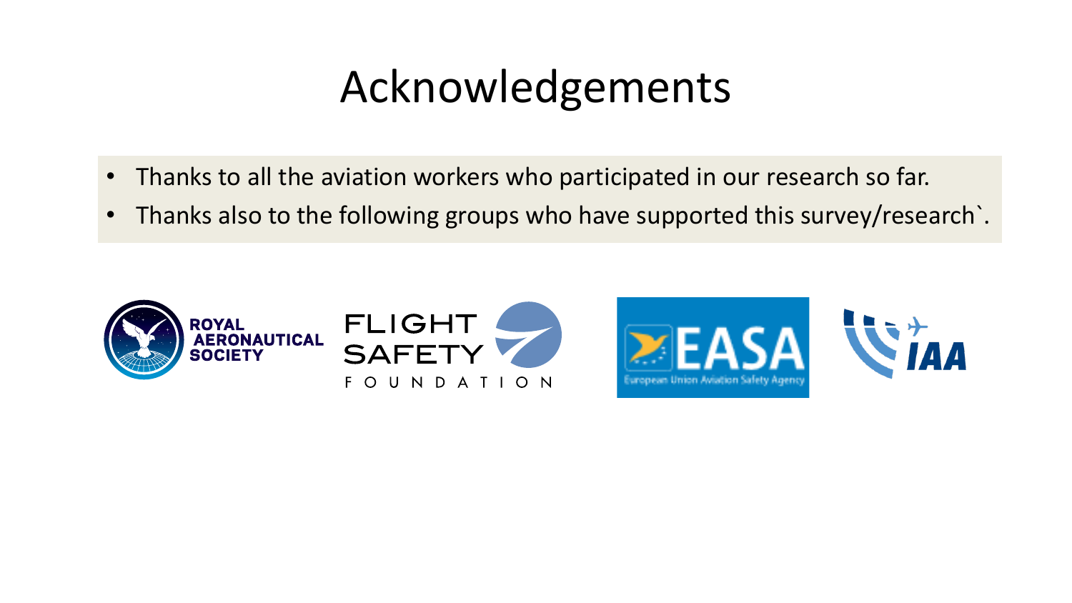# Acknowledgements

- Thanks to all the aviation workers who participated in our research so far.
- Thanks also to the following groups who have supported this survey/research`.

ROYAL AERONAUTICAL SOCIETY

FLIGHT SAFETY FOUNDATION

EASA European Union Aviation Safety Agency

IAA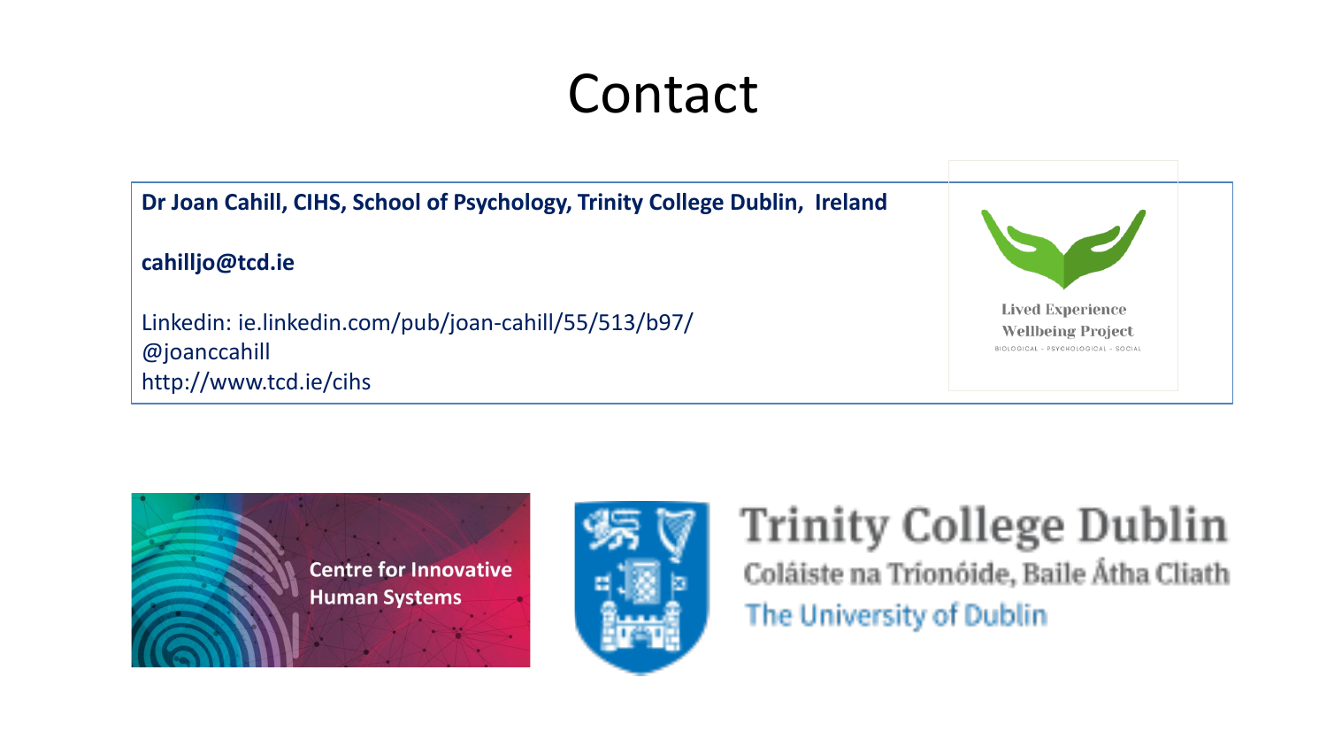# Contact

**Dr Joan Cahill, CIHS, School of Psychology, Trinity College Dublin, Ireland**

**cahilljo@tcd.ie**

Linkedin: ie.linkedin.com/pub/joan-cahill/55/513/b97/
@joanccahill
http://www.tcd.ie/cihs

Lived Experience
Wellbeing Project
BIOLOGICAL - PSYCHOLOGICAL - SOCIAL

Centre for Innovative
Human Systems

Trinity College Dublin
Coláiste na Tríonóide, Baile Átha Cliath
The University of Dublin